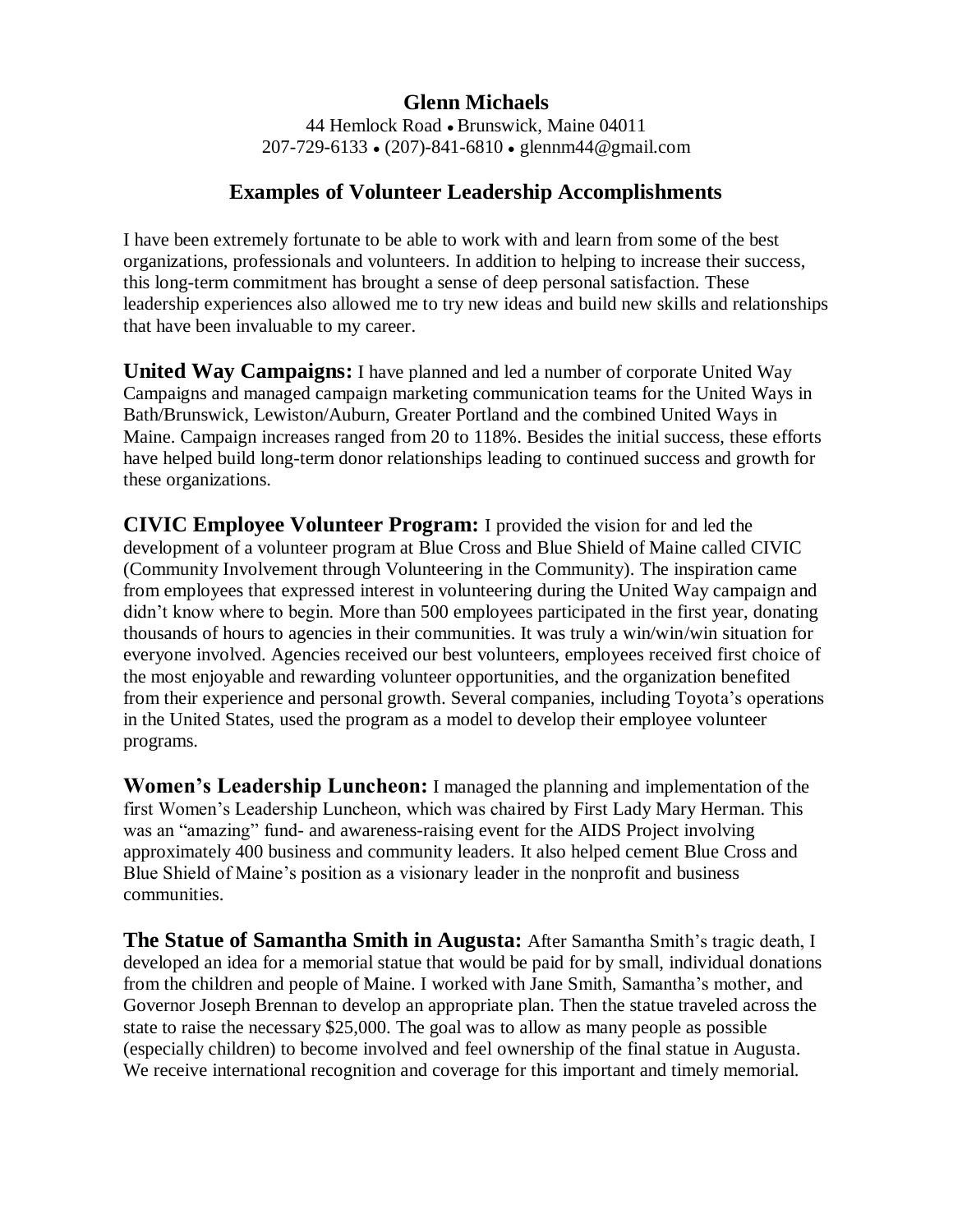# Glenn Michaels

44 Hemlock Road • Brunswick, Maine 04011
207-729-6133 • (207)-841-6810 • glennm44@gmail.com

## Examples of Volunteer Leadership Accomplishments

I have been extremely fortunate to be able to work with and learn from some of the best organizations, professionals and volunteers. In addition to helping to increase their success, this long-term commitment has brought a sense of deep personal satisfaction. These leadership experiences also allowed me to try new ideas and build new skills and relationships that have been invaluable to my career.

**United Way Campaigns:** I have planned and led a number of corporate United Way Campaigns and managed campaign marketing communication teams for the United Ways in Bath/Brunswick, Lewiston/Auburn, Greater Portland and the combined United Ways in Maine. Campaign increases ranged from 20 to 118%. Besides the initial success, these efforts have helped build long-term donor relationships leading to continued success and growth for these organizations.

**CIVIC Employee Volunteer Program:** I provided the vision for and led the development of a volunteer program at Blue Cross and Blue Shield of Maine called CIVIC (Community Involvement through Volunteering in the Community). The inspiration came from employees that expressed interest in volunteering during the United Way campaign and didn't know where to begin. More than 500 employees participated in the first year, donating thousands of hours to agencies in their communities. It was truly a win/win/win situation for everyone involved. Agencies received our best volunteers, employees received first choice of the most enjoyable and rewarding volunteer opportunities, and the organization benefited from their experience and personal growth. Several companies, including Toyota's operations in the United States, used the program as a model to develop their employee volunteer programs.

**Women's Leadership Luncheon:** I managed the planning and implementation of the first Women's Leadership Luncheon, which was chaired by First Lady Mary Herman. This was an "amazing" fund- and awareness-raising event for the AIDS Project involving approximately 400 business and community leaders. It also helped cement Blue Cross and Blue Shield of Maine's position as a visionary leader in the nonprofit and business communities.

**The Statue of Samantha Smith in Augusta:** After Samantha Smith's tragic death, I developed an idea for a memorial statue that would be paid for by small, individual donations from the children and people of Maine. I worked with Jane Smith, Samantha's mother, and Governor Joseph Brennan to develop an appropriate plan. Then the statue traveled across the state to raise the necessary $25,000. The goal was to allow as many people as possible (especially children) to become involved and feel ownership of the final statue in Augusta. We receive international recognition and coverage for this important and timely memorial.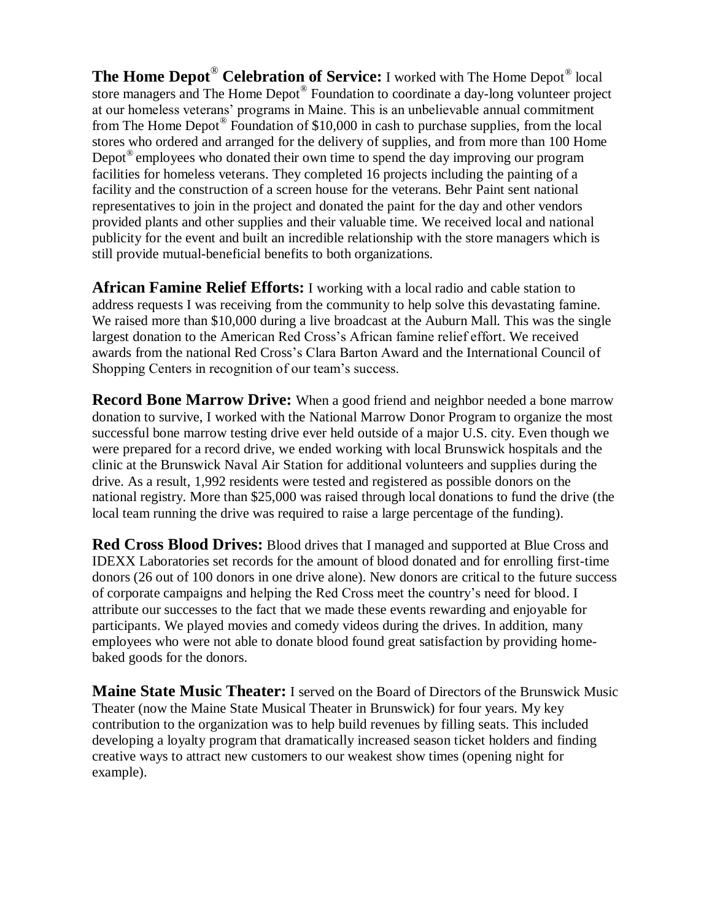**The Home Depot® Celebration of Service:** I worked with The Home Depot® local store managers and The Home Depot® Foundation to coordinate a day-long volunteer project at our homeless veterans' programs in Maine. This is an unbelievable annual commitment from The Home Depot® Foundation of $10,000 in cash to purchase supplies, from the local stores who ordered and arranged for the delivery of supplies, and from more than 100 Home Depot® employees who donated their own time to spend the day improving our program facilities for homeless veterans. They completed 16 projects including the painting of a facility and the construction of a screen house for the veterans. Behr Paint sent national representatives to join in the project and donated the paint for the day and other vendors provided plants and other supplies and their valuable time. We received local and national publicity for the event and built an incredible relationship with the store managers which is still provide mutual-beneficial benefits to both organizations.

**African Famine Relief Efforts:** I working with a local radio and cable station to address requests I was receiving from the community to help solve this devastating famine. We raised more than $10,000 during a live broadcast at the Auburn Mall. This was the single largest donation to the American Red Cross's African famine relief effort. We received awards from the national Red Cross's Clara Barton Award and the International Council of Shopping Centers in recognition of our team's success.

**Record Bone Marrow Drive:** When a good friend and neighbor needed a bone marrow donation to survive, I worked with the National Marrow Donor Program to organize the most successful bone marrow testing drive ever held outside of a major U.S. city. Even though we were prepared for a record drive, we ended working with local Brunswick hospitals and the clinic at the Brunswick Naval Air Station for additional volunteers and supplies during the drive. As a result, 1,992 residents were tested and registered as possible donors on the national registry. More than $25,000 was raised through local donations to fund the drive (the local team running the drive was required to raise a large percentage of the funding).

**Red Cross Blood Drives:** Blood drives that I managed and supported at Blue Cross and IDEXX Laboratories set records for the amount of blood donated and for enrolling first-time donors (26 out of 100 donors in one drive alone). New donors are critical to the future success of corporate campaigns and helping the Red Cross meet the country's need for blood. I attribute our successes to the fact that we made these events rewarding and enjoyable for participants. We played movies and comedy videos during the drives. In addition, many employees who were not able to donate blood found great satisfaction by providing home-baked goods for the donors.

**Maine State Music Theater:** I served on the Board of Directors of the Brunswick Music Theater (now the Maine State Musical Theater in Brunswick) for four years. My key contribution to the organization was to help build revenues by filling seats. This included developing a loyalty program that dramatically increased season ticket holders and finding creative ways to attract new customers to our weakest show times (opening night for example).